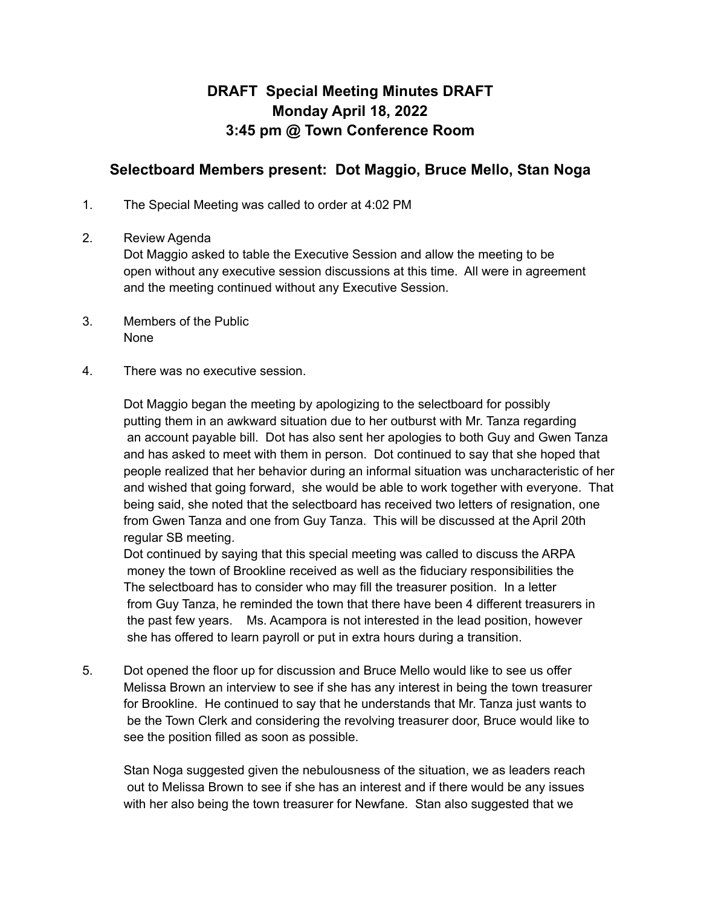# DRAFT Special Meeting Minutes DRAFT
# Monday April 18, 2022
# 3:45 pm @ Town Conference Room

## Selectboard Members present: Dot Maggio, Bruce Mello, Stan Noga

1. The Special Meeting was called to order at 4:02 PM

2. Review Agenda
   Dot Maggio asked to table the Executive Session and allow the meeting to be open without any executive session discussions at this time. All were in agreement and the meeting continued without any Executive Session.

3. Members of the Public
   None

4. There was no executive session.

   Dot Maggio began the meeting by apologizing to the selectboard for possibly putting them in an awkward situation due to her outburst with Mr. Tanza regarding an account payable bill. Dot has also sent her apologies to both Guy and Gwen Tanza and has asked to meet with them in person. Dot continued to say that she hoped that people realized that her behavior during an informal situation was uncharacteristic of her and wished that going forward, she would be able to work together with everyone. That being said, she noted that the selectboard has received two letters of resignation, one from Gwen Tanza and one from Guy Tanza. This will be discussed at the April 20th regular SB meeting.
   Dot continued by saying that this special meeting was called to discuss the ARPA money the town of Brookline received as well as the fiduciary responsibilities the The selectboard has to consider who may fill the treasurer position. In a letter from Guy Tanza, he reminded the town that there have been 4 different treasurers in the past few years. Ms. Acampora is not interested in the lead position, however she has offered to learn payroll or put in extra hours during a transition.

5. Dot opened the floor up for discussion and Bruce Mello would like to see us offer Melissa Brown an interview to see if she has any interest in being the town treasurer for Brookline. He continued to say that he understands that Mr. Tanza just wants to be the Town Clerk and considering the revolving treasurer door, Bruce would like to see the position filled as soon as possible.

   Stan Noga suggested given the nebulousness of the situation, we as leaders reach out to Melissa Brown to see if she has an interest and if there would be any issues with her also being the town treasurer for Newfane. Stan also suggested that we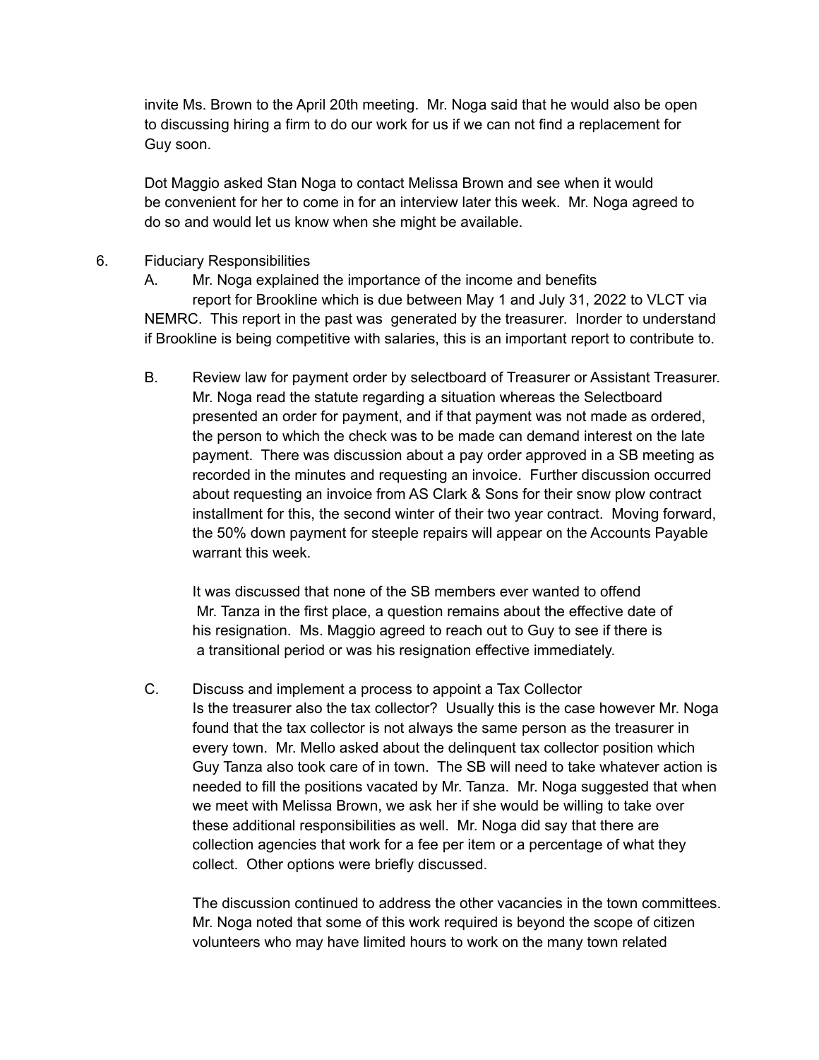invite Ms. Brown to the April 20th meeting. Mr. Noga said that he would also be open to discussing hiring a firm to do our work for us if we can not find a replacement for Guy soon.

Dot Maggio asked Stan Noga to contact Melissa Brown and see when it would be convenient for her to come in for an interview later this week. Mr. Noga agreed to do so and would let us know when she might be available.

6. Fiduciary Responsibilities

A. Mr. Noga explained the importance of the income and benefits report for Brookline which is due between May 1 and July 31, 2022 to VLCT via NEMRC. This report in the past was generated by the treasurer. Inorder to understand if Brookline is being competitive with salaries, this is an important report to contribute to.

B. Review law for payment order by selectboard of Treasurer or Assistant Treasurer. Mr. Noga read the statute regarding a situation whereas the Selectboard presented an order for payment, and if that payment was not made as ordered, the person to which the check was to be made can demand interest on the late payment. There was discussion about a pay order approved in a SB meeting as recorded in the minutes and requesting an invoice. Further discussion occurred about requesting an invoice from AS Clark & Sons for their snow plow contract installment for this, the second winter of their two year contract. Moving forward, the 50% down payment for steeple repairs will appear on the Accounts Payable warrant this week.

It was discussed that none of the SB members ever wanted to offend Mr. Tanza in the first place, a question remains about the effective date of his resignation. Ms. Maggio agreed to reach out to Guy to see if there is a transitional period or was his resignation effective immediately.

C. Discuss and implement a process to appoint a Tax Collector
Is the treasurer also the tax collector? Usually this is the case however Mr. Noga found that the tax collector is not always the same person as the treasurer in every town. Mr. Mello asked about the delinquent tax collector position which Guy Tanza also took care of in town. The SB will need to take whatever action is needed to fill the positions vacated by Mr. Tanza. Mr. Noga suggested that when we meet with Melissa Brown, we ask her if she would be willing to take over these additional responsibilities as well. Mr. Noga did say that there are collection agencies that work for a fee per item or a percentage of what they collect. Other options were briefly discussed.

The discussion continued to address the other vacancies in the town committees. Mr. Noga noted that some of this work required is beyond the scope of citizen volunteers who may have limited hours to work on the many town related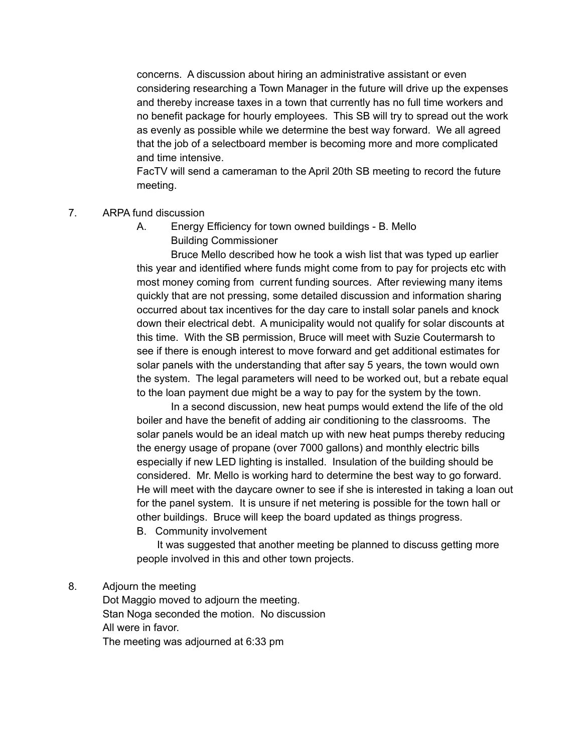concerns. A discussion about hiring an administrative assistant or even considering researching a Town Manager in the future will drive up the expenses and thereby increase taxes in a town that currently has no full time workers and no benefit package for hourly employees. This SB will try to spread out the work as evenly as possible while we determine the best way forward. We all agreed that the job of a selectboard member is becoming more and more complicated and time intensive.

FacTV will send a cameraman to the April 20th SB meeting to record the future meeting.

7. ARPA fund discussion

   A. Energy Efficiency for town owned buildings - B. Mello Building Commissioner

   Bruce Mello described how he took a wish list that was typed up earlier this year and identified where funds might come from to pay for projects etc with most money coming from current funding sources. After reviewing many items quickly that are not pressing, some detailed discussion and information sharing occurred about tax incentives for the day care to install solar panels and knock down their electrical debt. A municipality would not qualify for solar discounts at this time. With the SB permission, Bruce will meet with Suzie Coutermarsh to see if there is enough interest to move forward and get additional estimates for solar panels with the understanding that after say 5 years, the town would own the system. The legal parameters will need to be worked out, but a rebate equal to the loan payment due might be a way to pay for the system by the town.

   In a second discussion, new heat pumps would extend the life of the old boiler and have the benefit of adding air conditioning to the classrooms. The solar panels would be an ideal match up with new heat pumps thereby reducing the energy usage of propane (over 7000 gallons) and monthly electric bills especially if new LED lighting is installed. Insulation of the building should be considered. Mr. Mello is working hard to determine the best way to go forward. He will meet with the daycare owner to see if she is interested in taking a loan out for the panel system. It is unsure if net metering is possible for the town hall or other buildings. Bruce will keep the board updated as things progress.

   B. Community involvement

   It was suggested that another meeting be planned to discuss getting more people involved in this and other town projects.

8. Adjourn the meeting

   Dot Maggio moved to adjourn the meeting.
   Stan Noga seconded the motion. No discussion
   All were in favor.
   The meeting was adjourned at 6:33 pm